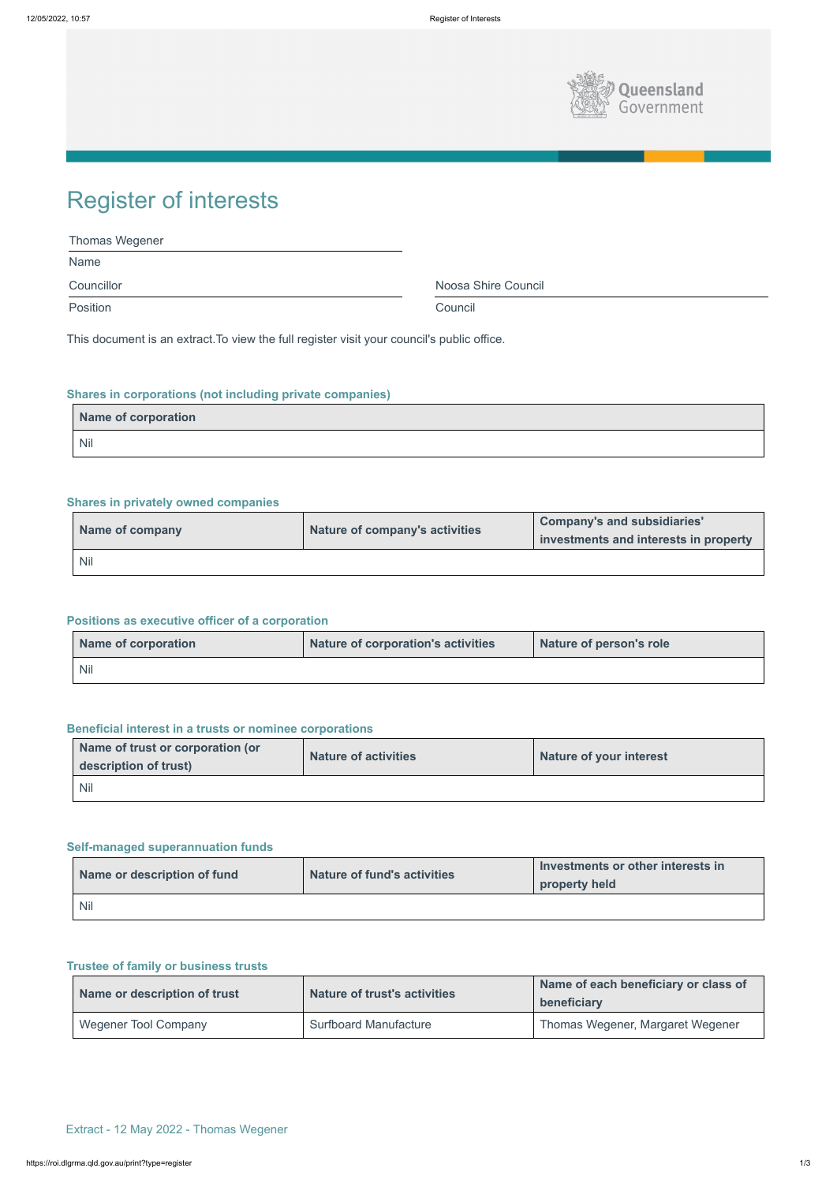# Register of interests

| | |
|---|---|
| Thomas Wegener | |
| Name | |
| Councillor | Noosa Shire Council |
| Position | Council |

This document is an extract.To view the full register visit your council's public office.

### Shares in corporations (not including private companies)

| Name of corporation |
|---|
| Nil |

### Shares in privately owned companies

| Name of company | Nature of company's activities | Company's and subsidiaries' investments and interests in property |
|---|---|---|
| Nil | | |

### Positions as executive officer of a corporation

| Name of corporation | Nature of corporation's activities | Nature of person's role |
|---|---|---|
| Nil | | |

### Beneficial interest in a trusts or nominee corporations

| Name of trust or corporation (or description of trust) | Nature of activities | Nature of your interest |
|---|---|---|
| Nil | | |

### Self-managed superannuation funds

| Name or description of fund | Nature of fund's activities | Investments or other interests in property held |
|---|---|---|
| Nil | | |

### Trustee of family or business trusts

| Name or description of trust | Nature of trust's activities | Name of each beneficiary or class of beneficiary |
|---|---|---|
| Wegener Tool Company | Surfboard Manufacture | Thomas Wegener, Margaret Wegener |

Extract - 12 May 2022 - Thomas Wegener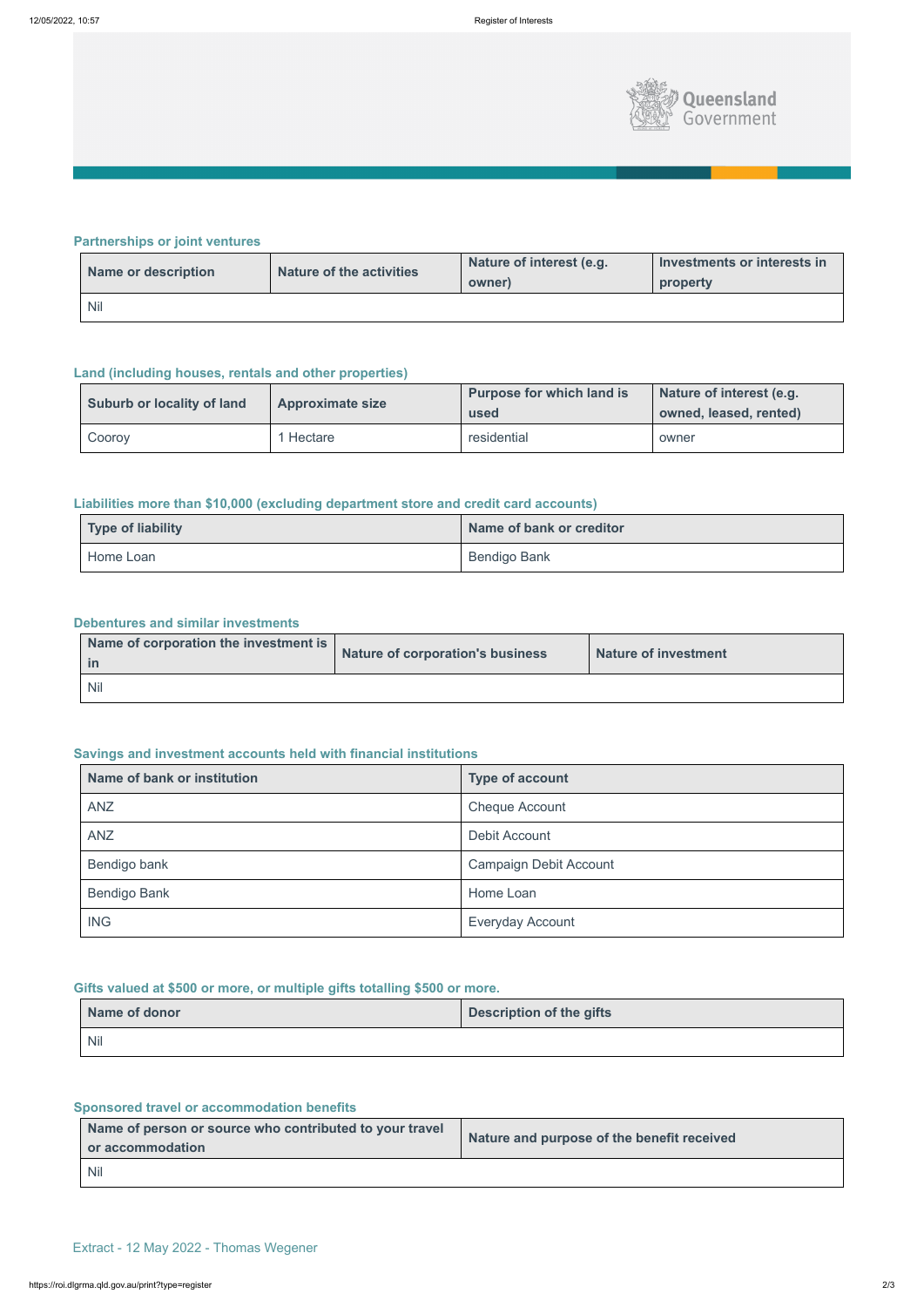## Partnerships or joint ventures

| Name or description | Nature of the activities | Nature of interest (e.g. owner) | Investments or interests in property |
|---|---|---|---|
| Nil | | | |

## Land (including houses, rentals and other properties)

| Suburb or locality of land | Approximate size | Purpose for which land is used | Nature of interest (e.g. owned, leased, rented) |
|---|---|---|---|
| Cooroy | 1 Hectare | residential | owner |

## Liabilities more than $10,000 (excluding department store and credit card accounts)

| Type of liability | Name of bank or creditor |
|---|---|
| Home Loan | Bendigo Bank |

## Debentures and similar investments

| Name of corporation the investment is in | Nature of corporation's business | Nature of investment |
|---|---|---|
| Nil | | |

## Savings and investment accounts held with financial institutions

| Name of bank or institution | Type of account |
|---|---|
| ANZ | Cheque Account |
| ANZ | Debit Account |
| Bendigo bank | Campaign Debit Account |
| Bendigo Bank | Home Loan |
| ING | Everyday Account |

## Gifts valued at $500 or more, or multiple gifts totalling $500 or more.

| Name of donor | Description of the gifts |
|---|---|
| Nil | |

## Sponsored travel or accommodation benefits

| Name of person or source who contributed to your travel or accommodation | Nature and purpose of the benefit received |
|---|---|
| Nil | |

Extract - 12 May 2022 - Thomas Wegener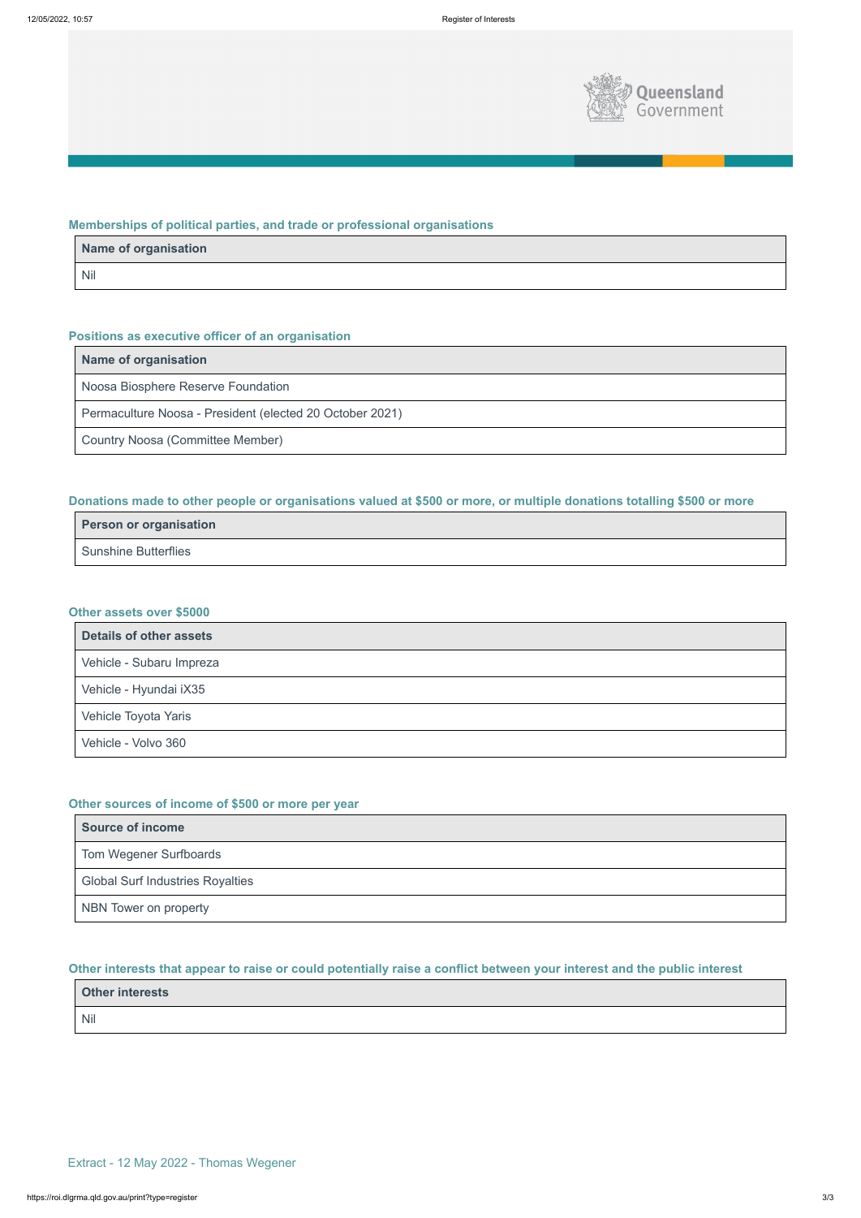### Memberships of political parties, and trade or professional organisations

| Name of organisation |
| --- |
| Nil |

### Positions as executive officer of an organisation

| Name of organisation |
| --- |
| Noosa Biosphere Reserve Foundation |
| Permaculture Noosa - President (elected 20 October 2021) |
| Country Noosa (Committee Member) |

### Donations made to other people or organisations valued at $500 or more, or multiple donations totalling $500 or more

| Person or organisation |
| --- |
| Sunshine Butterflies |

### Other assets over $5000

| Details of other assets |
| --- |
| Vehicle - Subaru Impreza |
| Vehicle - Hyundai iX35 |
| Vehicle Toyota Yaris |
| Vehicle - Volvo 360 |

### Other sources of income of $500 or more per year

| Source of income |
| --- |
| Tom Wegener Surfboards |
| Global Surf Industries Royalties |
| NBN Tower on property |

### Other interests that appear to raise or could potentially raise a conflict between your interest and the public interest

| Other interests |
| --- |
| Nil |

Extract - 12 May 2022 - Thomas Wegener